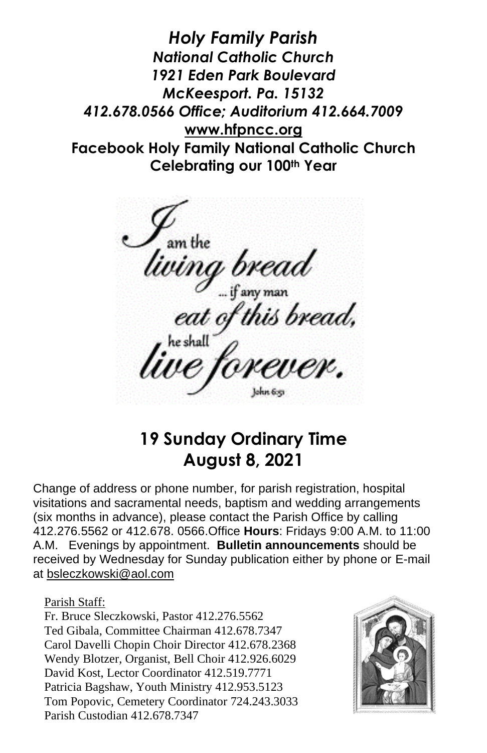***Holy Family Parish***
***National Catholic Church***
***1921 Eden Park Boulevard***
***McKeesport. Pa. 15132***
***412.678.0566 Office; Auditorium 412.664.7009***
**www.hfpncc.org**
**Facebook Holy Family National Catholic Church**
**Celebrating our 100th Year**

*I am the living bread ... if any man eat of this bread, he shall live forever.* John 6:51

## 19 Sunday Ordinary Time
## August 8, 2021

Change of address or phone number, for parish registration, hospital visitations and sacramental needs, baptism and wedding arrangements (six months in advance), please contact the Parish Office by calling 412.276.5562 or 412.678. 0566.Office **Hours**: Fridays 9:00 A.M. to 11:00 A.M. Evenings by appointment. **Bulletin announcements** should be received by Wednesday for Sunday publication either by phone or E-mail at bsleczkowski@aol.com

Parish Staff:
Fr. Bruce Sleczkowski, Pastor 412.276.5562
Ted Gibala, Committee Chairman 412.678.7347
Carol Davelli Chopin Choir Director 412.678.2368
Wendy Blotzer, Organist, Bell Choir 412.926.6029
David Kost, Lector Coordinator 412.519.7771
Patricia Bagshaw, Youth Ministry 412.953.5123
Tom Popovic, Cemetery Coordinator 724.243.3033
Parish Custodian 412.678.7347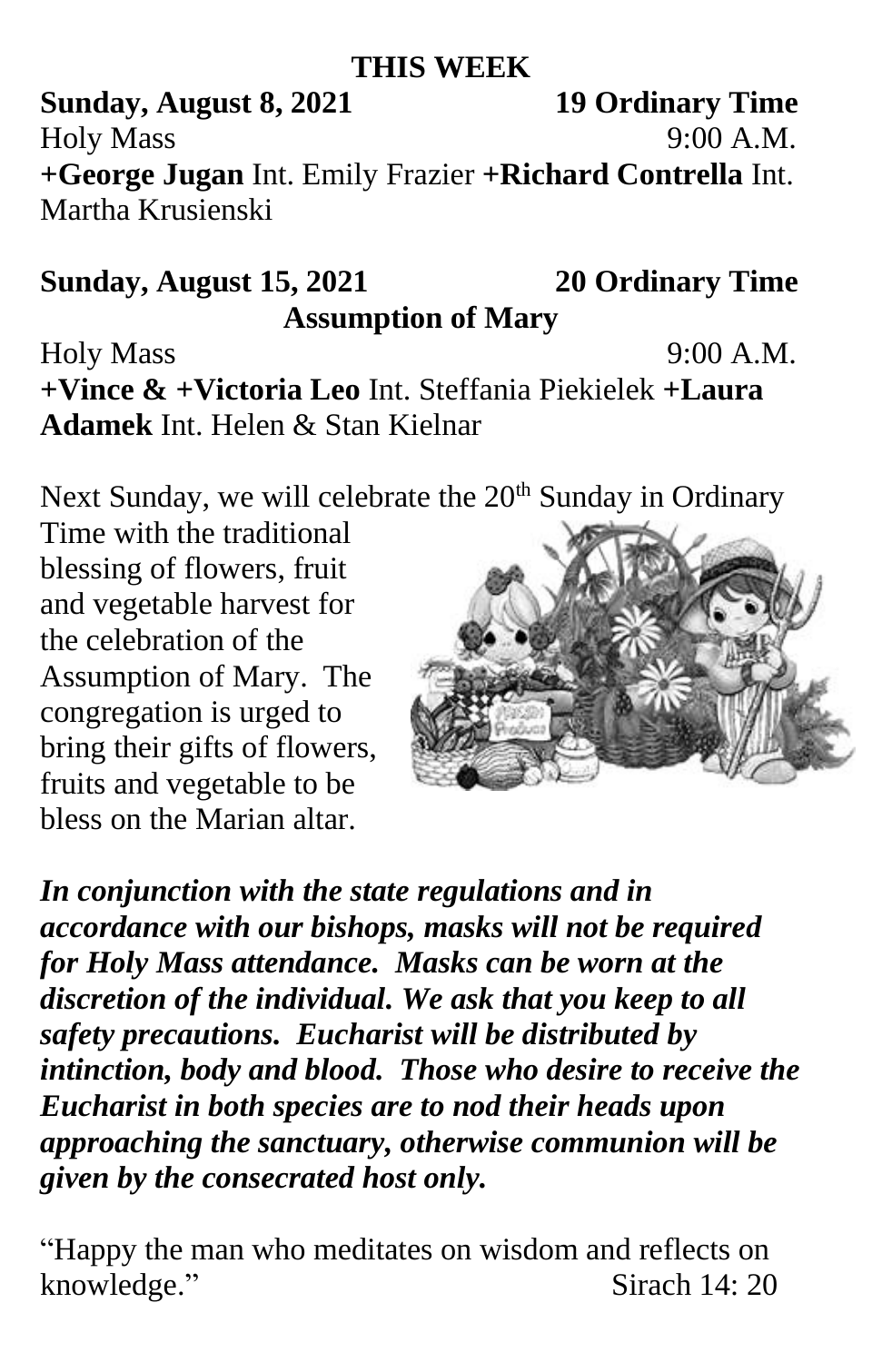## THIS WEEK

**Sunday, August 8, 2021** **19 Ordinary Time**

Holy Mass 9:00 A.M.

**+George Jugan** Int. Emily Frazier **+Richard Contrella** Int. Martha Krusienski

**Sunday, August 15, 2021** **20 Ordinary Time**

**Assumption of Mary**

Holy Mass 9:00 A.M.

**+Vince & +Victoria Leo** Int. Steffania Piekielek **+Laura Adamek** Int. Helen & Stan Kielnar

Next Sunday, we will celebrate the 20th Sunday in Ordinary Time with the traditional blessing of flowers, fruit and vegetable harvest for the celebration of the Assumption of Mary. The congregation is urged to bring their gifts of flowers, fruits and vegetable to be bless on the Marian altar.

***In conjunction with the state regulations and in accordance with our bishops, masks will not be required for Holy Mass attendance. Masks can be worn at the discretion of the individual. We ask that you keep to all safety precautions. Eucharist will be distributed by intinction, body and blood. Those who desire to receive the Eucharist in both species are to nod their heads upon approaching the sanctuary, otherwise communion will be given by the consecrated host only.***

"Happy the man who meditates on wisdom and reflects on knowledge." Sirach 14: 20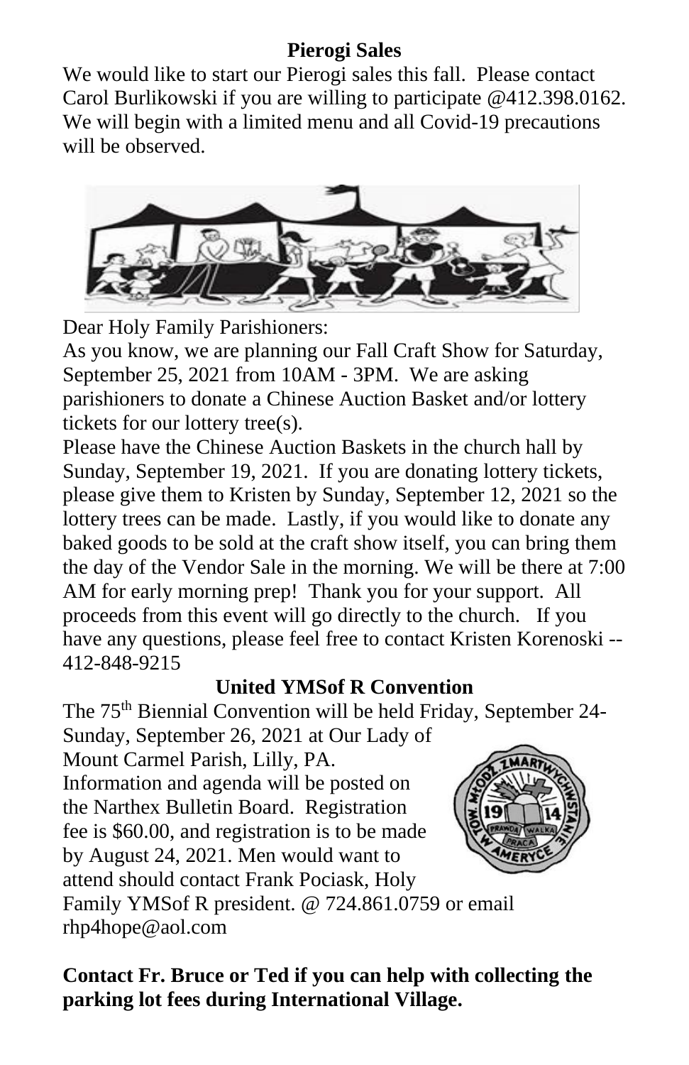**Pierogi Sales**

We would like to start our Pierogi sales this fall. Please contact Carol Burlikowski if you are willing to participate @412.398.0162. We will begin with a limited menu and all Covid-19 precautions will be observed.

Dear Holy Family Parishioners:

As you know, we are planning our Fall Craft Show for Saturday, September 25, 2021 from 10AM - 3PM. We are asking parishioners to donate a Chinese Auction Basket and/or lottery tickets for our lottery tree(s).

Please have the Chinese Auction Baskets in the church hall by Sunday, September 19, 2021. If you are donating lottery tickets, please give them to Kristen by Sunday, September 12, 2021 so the lottery trees can be made. Lastly, if you would like to donate any baked goods to be sold at the craft show itself, you can bring them the day of the Vendor Sale in the morning. We will be there at 7:00 AM for early morning prep! Thank you for your support. All proceeds from this event will go directly to the church. If you have any questions, please feel free to contact Kristen Korenoski -- 412-848-9215

**United YMSof R Convention**

The 75th Biennial Convention will be held Friday, September 24-Sunday, September 26, 2021 at Our Lady of Mount Carmel Parish, Lilly, PA. Information and agenda will be posted on the Narthex Bulletin Board. Registration fee is $60.00, and registration is to be made by August 24, 2021. Men would want to attend should contact Frank Pociask, Holy Family YMSof R president. @ 724.861.0759 or email rhp4hope@aol.com

**Contact Fr. Bruce or Ted if you can help with collecting the parking lot fees during International Village.**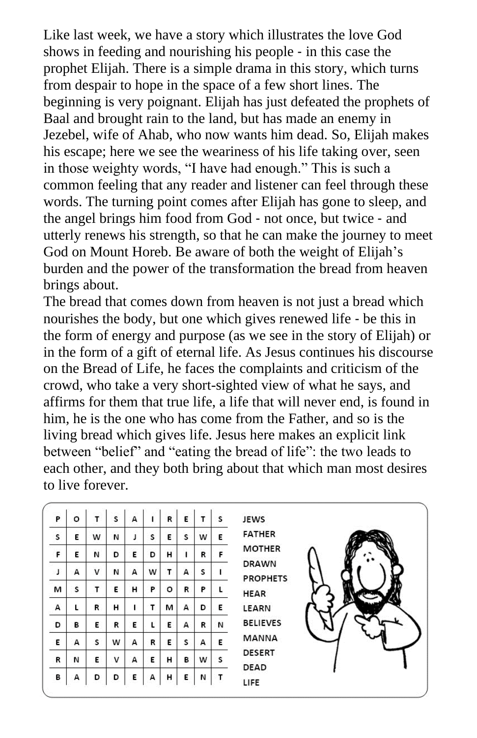Like last week, we have a story which illustrates the love God shows in feeding and nourishing his people - in this case the prophet Elijah. There is a simple drama in this story, which turns from despair to hope in the space of a few short lines. The beginning is very poignant. Elijah has just defeated the prophets of Baal and brought rain to the land, but has made an enemy in Jezebel, wife of Ahab, who now wants him dead. So, Elijah makes his escape; here we see the weariness of his life taking over, seen in those weighty words, "I have had enough." This is such a common feeling that any reader and listener can feel through these words. The turning point comes after Elijah has gone to sleep, and the angel brings him food from God - not once, but twice - and utterly renews his strength, so that he can make the journey to meet God on Mount Horeb. Be aware of both the weight of Elijah's burden and the power of the transformation the bread from heaven brings about.

The bread that comes down from heaven is not just a bread which nourishes the body, but one which gives renewed life - be this in the form of energy and purpose (as we see in the story of Elijah) or in the form of a gift of eternal life. As Jesus continues his discourse on the Bread of Life, he faces the complaints and criticism of the crowd, who take a very short-sighted view of what he says, and affirms for them that true life, a life that will never end, is found in him, he is the one who has come from the Father, and so is the living bread which gives life. Jesus here makes an explicit link between "belief" and "eating the bread of life": the two leads to each other, and they both bring about that which man most desires to live forever.

| | | | | | | | | | |
|---|---|---|---|---|---|---|---|---|---|
| P | O | T | S | A | I | R | E | T | S |
| S | E | W | N | J | S | E | S | W | E |
| F | E | N | D | E | D | H | I | R | F |
| J | A | V | N | A | W | T | A | S | I |
| M | S | T | E | H | P | O | R | P | L |
| A | L | R | H | I | T | M | A | D | E |
| D | B | E | R | E | L | E | A | R | N |
| E | A | S | W | A | R | E | S | A | E |
| R | N | E | V | A | E | H | B | W | S |
| B | A | D | D | E | A | H | E | N | T |

JEWS
FATHER
MOTHER
DRAWN
PROPHETS
HEAR
LEARN
BELIEVES
MANNA
DESERT
DEAD
LIFE